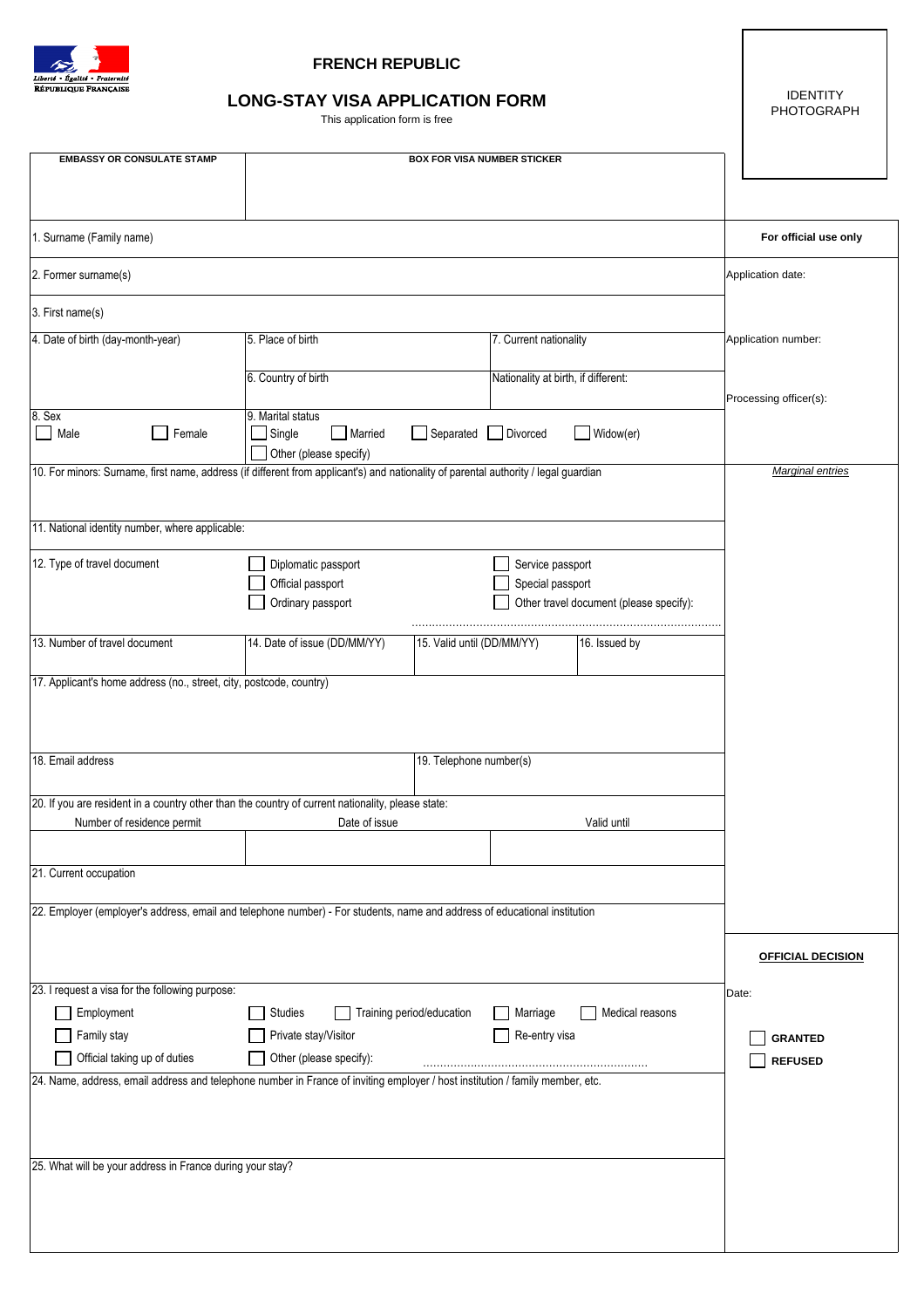Liberté • Égalité • Fraternité
RÉPUBLIQUE FRANÇAISE

# FRENCH REPUBLIC

## LONG-STAY VISA APPLICATION FORM

This application form is free

IDENTITY PHOTOGRAPH

| EMBASSY OR CONSULATE STAMP | BOX FOR VISA NUMBER STICKER |
|---|---|
| | |

**For official use only**

Application date:

Application number:

Processing officer(s):

*Marginal entries*

1. Surname (Family name)

2. Former surname(s)

3. First name(s)

| 4. Date of birth (day-month-year) | 5. Place of birth | 7. Current nationality |
|---|---|---|
| | 6. Country of birth | Nationality at birth, if different: |

8. Sex
☐ Male ☐ Female

9. Marital status
☐ Single ☐ Married ☐ Separated ☐ Divorced ☐ Widow(er)
☐ Other (please specify)

10. For minors: Surname, first name, address (if different from applicant's) and nationality of parental authority / legal guardian

11. National identity number, where applicable:

12. Type of travel document
☐ Diplomatic passport
☐ Official passport
☐ Ordinary passport
☐ Service passport
☐ Special passport
☐ Other travel document (please specify): ..........................................................................................

| 13. Number of travel document | 14. Date of issue (DD/MM/YY) | 15. Valid until (DD/MM/YY) | 16. Issued by |
|---|---|---|---|
| | | | |

17. Applicant's home address (no., street, city, postcode, country)

| 18. Email address | 19. Telephone number(s) |
|---|---|
| | |

20. If you are resident in a country other than the country of current nationality, please state:

| Number of residence permit | Date of issue | Valid until |
|---|---|---|
| | | |

21. Current occupation

22. Employer (employer's address, email and telephone number) - For students, name and address of educational institution

23. I request a visa for the following purpose:
☐ Employment ☐ Studies ☐ Training period/education ☐ Marriage ☐ Medical reasons
☐ Family stay ☐ Private stay/Visitor ☐ Re-entry visa
☐ Official taking up of duties ☐ Other (please specify): ................................................................

24. Name, address, email address and telephone number in France of inviting employer / host institution / family member, etc.

25. What will be your address in France during your stay?

**OFFICIAL DECISION**

Date:

☐ **GRANTED**

☐ **REFUSED**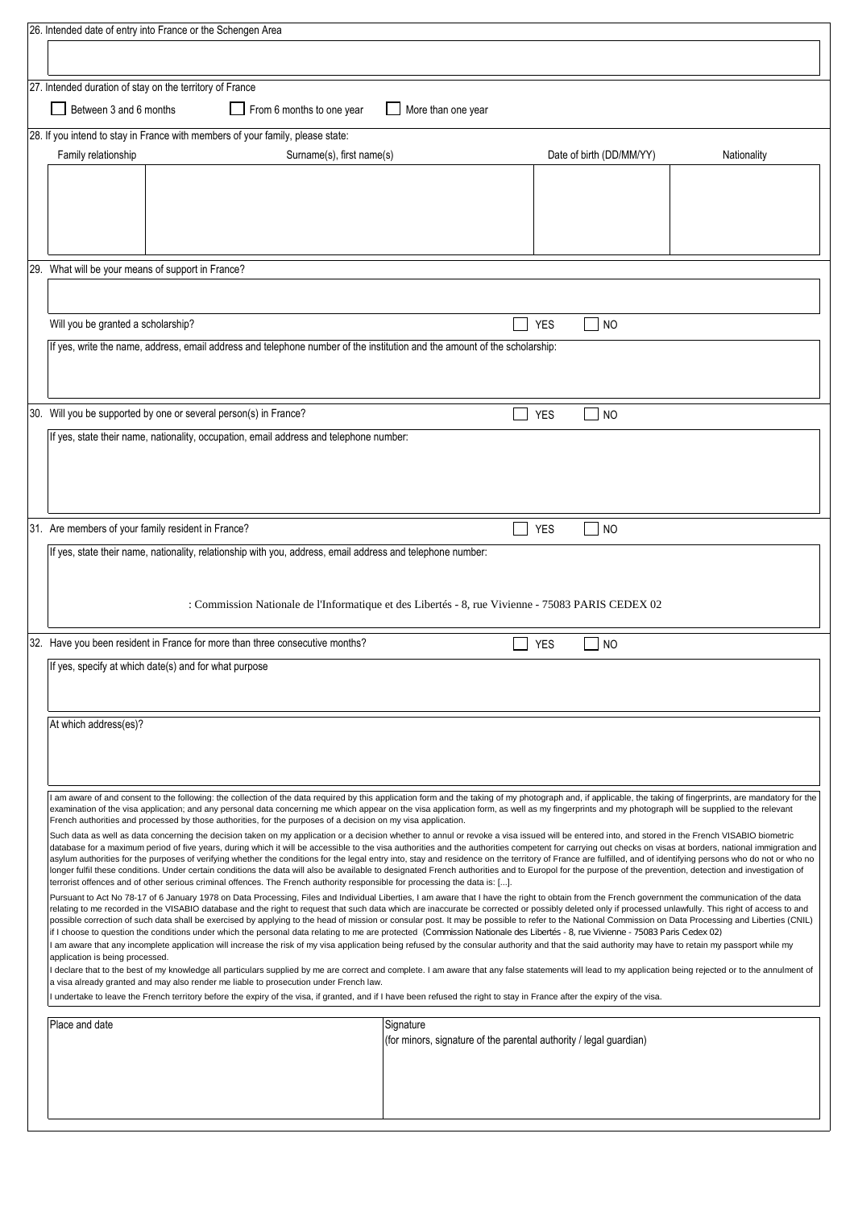26. Intended date of entry into France or the Schengen Area

27. Intended duration of stay on the territory of France

☐ Between 3 and 6 months ☐ From 6 months to one year ☐ More than one year

28. If you intend to stay in France with members of your family, please state:

| Family relationship | Surname(s), first name(s) | Date of birth (DD/MM/YY) | Nationality |
| --- | --- | --- | --- |
| | | | |

29. What will be your means of support in France?

Will you be granted a scholarship? ☐ YES ☐ NO

If yes, write the name, address, email address and telephone number of the institution and the amount of the scholarship:

30. Will you be supported by one or several person(s) in France? ☐ YES ☐ NO

If yes, state their name, nationality, occupation, email address and telephone number:

31. Are members of your family resident in France? ☐ YES ☐ NO

If yes, state their name, nationality, relationship with you, address, email address and telephone number:

: Commission Nationale de l'Informatique et des Libertés - 8, rue Vivienne - 75083 PARIS CEDEX 02

32. Have you been resident in France for more than three consecutive months? ☐ YES ☐ NO

If yes, specify at which date(s) and for what purpose

At which address(es)?

I am aware of and consent to the following: the collection of the data required by this application form and the taking of my photograph and, if applicable, the taking of fingerprints, are mandatory for the examination of the visa application; and any personal data concerning me which appear on the visa application form, as well as my fingerprints and my photograph will be supplied to the relevant French authorities and processed by those authorities, for the purposes of a decision on my visa application.

Such data as well as data concerning the decision taken on my application or a decision whether to annul or revoke a visa issued will be entered into, and stored in the French VISABIO biometric database for a maximum period of five years, during which it will be accessible to the visa authorities and the authorities competent for carrying out checks on visas at borders, national immigration and asylum authorities for the purposes of verifying whether the conditions for the legal entry into, stay and residence on the territory of France are fulfilled, and of identifying persons who do not or who no longer fulfil these conditions. Under certain conditions the data will also be available to designated French authorities and to Europol for the purpose of the prevention, detection and investigation of terrorist offences and of other serious criminal offences. The French authority responsible for processing the data is: [...].

Pursuant to Act No 78-17 of 6 January 1978 on Data Processing, Files and Individual Liberties, I am aware that I have the right to obtain from the French government the communication of the data relating to me recorded in the VISABIO database and the right to request that such data which are inaccurate be corrected or possibly deleted only if processed unlawfully. This right of access to and possible correction of such data shall be exercised by applying to the head of mission or consular post. It may be possible to refer to the National Commission on Data Processing and Liberties (CNIL) if I choose to question the conditions under which the personal data relating to me are protected (Commission Nationale des Libertés - 8, rue Vivienne - 75083 Paris Cedex 02)

I am aware that any incomplete application will increase the risk of my visa application being refused by the consular authority and that the said authority may have to retain my passport while my application is being processed.

I declare that to the best of my knowledge all particulars supplied by me are correct and complete. I am aware that any false statements will lead to my application being rejected or to the annulment of a visa already granted and may also render me liable to prosecution under French law.

I undertake to leave the French territory before the expiry of the visa, if granted, and if I have been refused the right to stay in France after the expiry of the visa.

| Place and date | Signature (for minors, signature of the parental authority / legal guardian) |
| --- | --- |
| | |